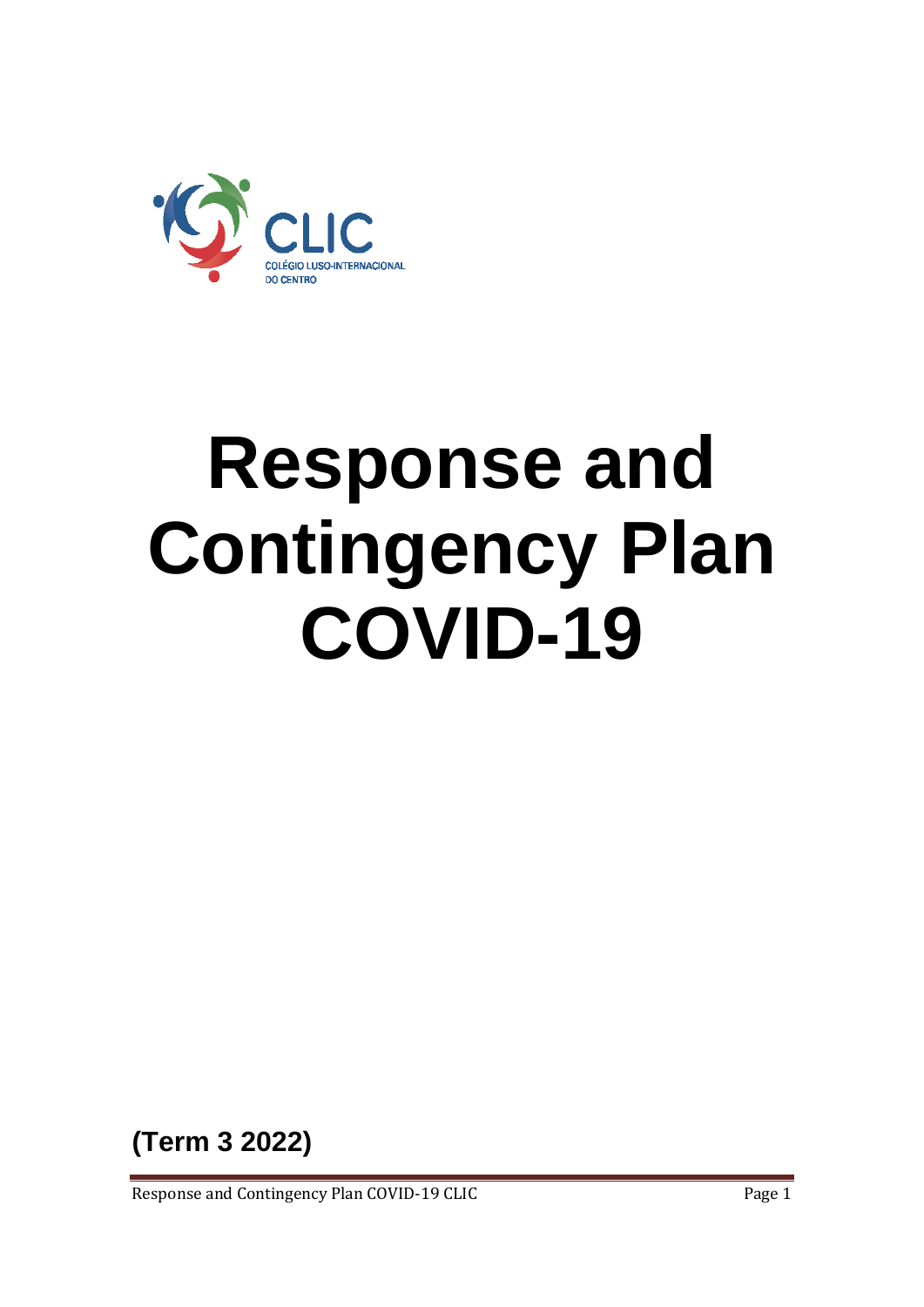CLIC

COLÉGIO LUSO-INTERNACIONAL DO CENTRO

# Response and Contingency Plan COVID-19

**(Term 3 2022)**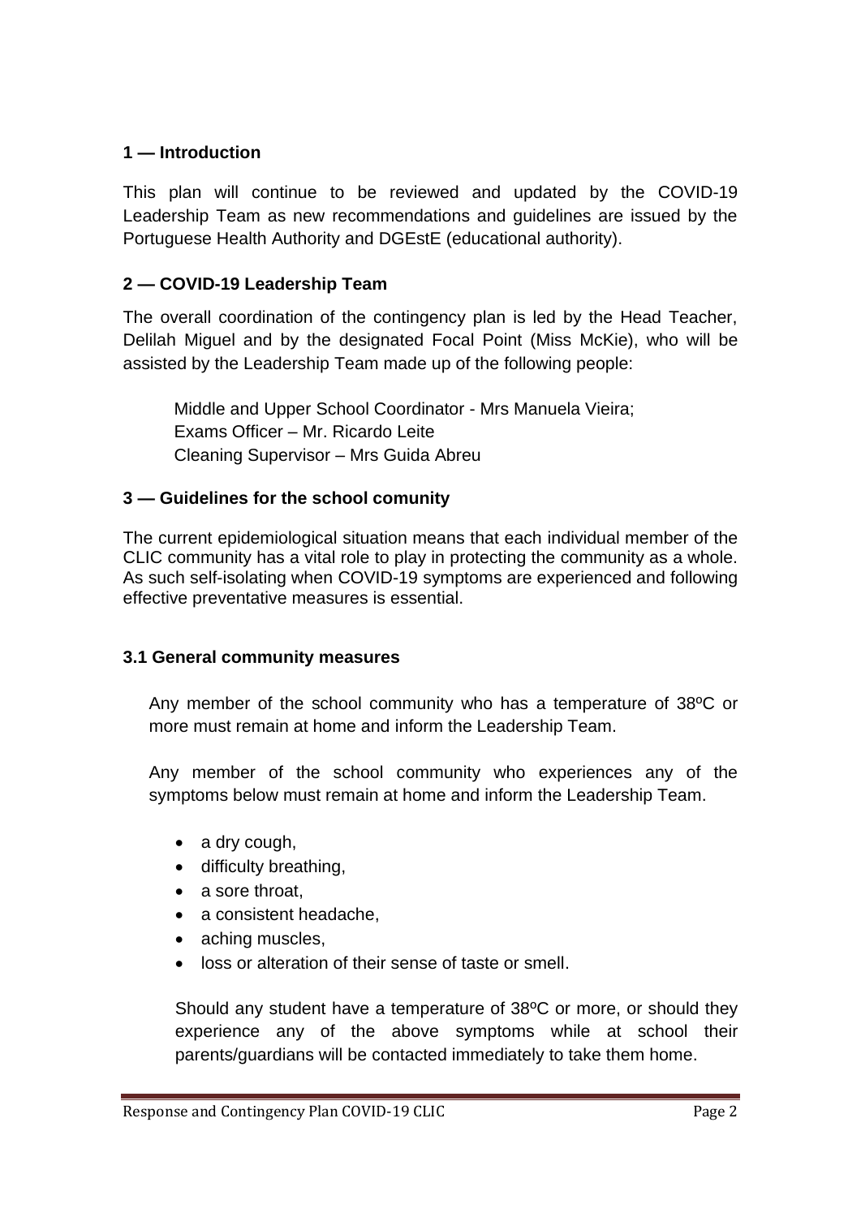## 1 — Introduction

This plan will continue to be reviewed and updated by the COVID-19 Leadership Team as new recommendations and guidelines are issued by the Portuguese Health Authority and DGEstE (educational authority).

## 2 — COVID-19 Leadership Team

The overall coordination of the contingency plan is led by the Head Teacher, Delilah Miguel and by the designated Focal Point (Miss McKie), who will be assisted by the Leadership Team made up of the following people:

Middle and Upper School Coordinator - Mrs Manuela Vieira;
Exams Officer – Mr. Ricardo Leite
Cleaning Supervisor – Mrs Guida Abreu

## 3 — Guidelines for the school comunity

The current epidemiological situation means that each individual member of the CLIC community has a vital role to play in protecting the community as a whole. As such self-isolating when COVID-19 symptoms are experienced and following effective preventative measures is essential.

### 3.1 General community measures

Any member of the school community who has a temperature of 38ºC or more must remain at home and inform the Leadership Team.

Any member of the school community who experiences any of the symptoms below must remain at home and inform the Leadership Team.

- a dry cough,
- difficulty breathing,
- a sore throat,
- a consistent headache,
- aching muscles,
- loss or alteration of their sense of taste or smell.

Should any student have a temperature of 38ºC or more, or should they experience any of the above symptoms while at school their parents/guardians will be contacted immediately to take them home.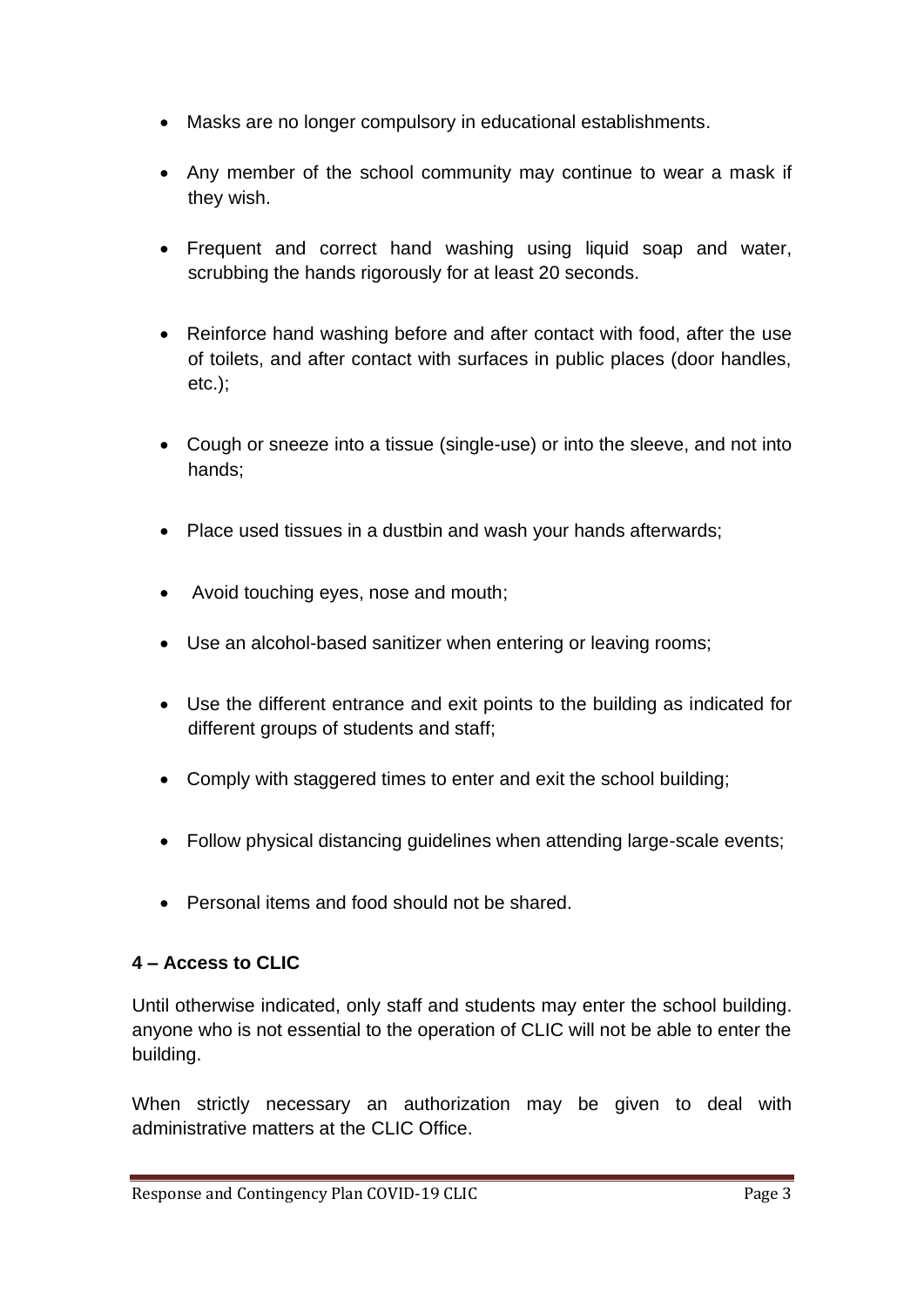- Masks are no longer compulsory in educational establishments.
- Any member of the school community may continue to wear a mask if they wish.
- Frequent and correct hand washing using liquid soap and water, scrubbing the hands rigorously for at least 20 seconds.
- Reinforce hand washing before and after contact with food, after the use of toilets, and after contact with surfaces in public places (door handles, etc.);
- Cough or sneeze into a tissue (single-use) or into the sleeve, and not into hands;
- Place used tissues in a dustbin and wash your hands afterwards;
- Avoid touching eyes, nose and mouth;
- Use an alcohol-based sanitizer when entering or leaving rooms;
- Use the different entrance and exit points to the building as indicated for different groups of students and staff;
- Comply with staggered times to enter and exit the school building;
- Follow physical distancing guidelines when attending large-scale events;
- Personal items and food should not be shared.

### 4 – Access to CLIC

Until otherwise indicated, only staff and students may enter the school building. anyone who is not essential to the operation of CLIC will not be able to enter the building.

When strictly necessary an authorization may be given to deal with administrative matters at the CLIC Office.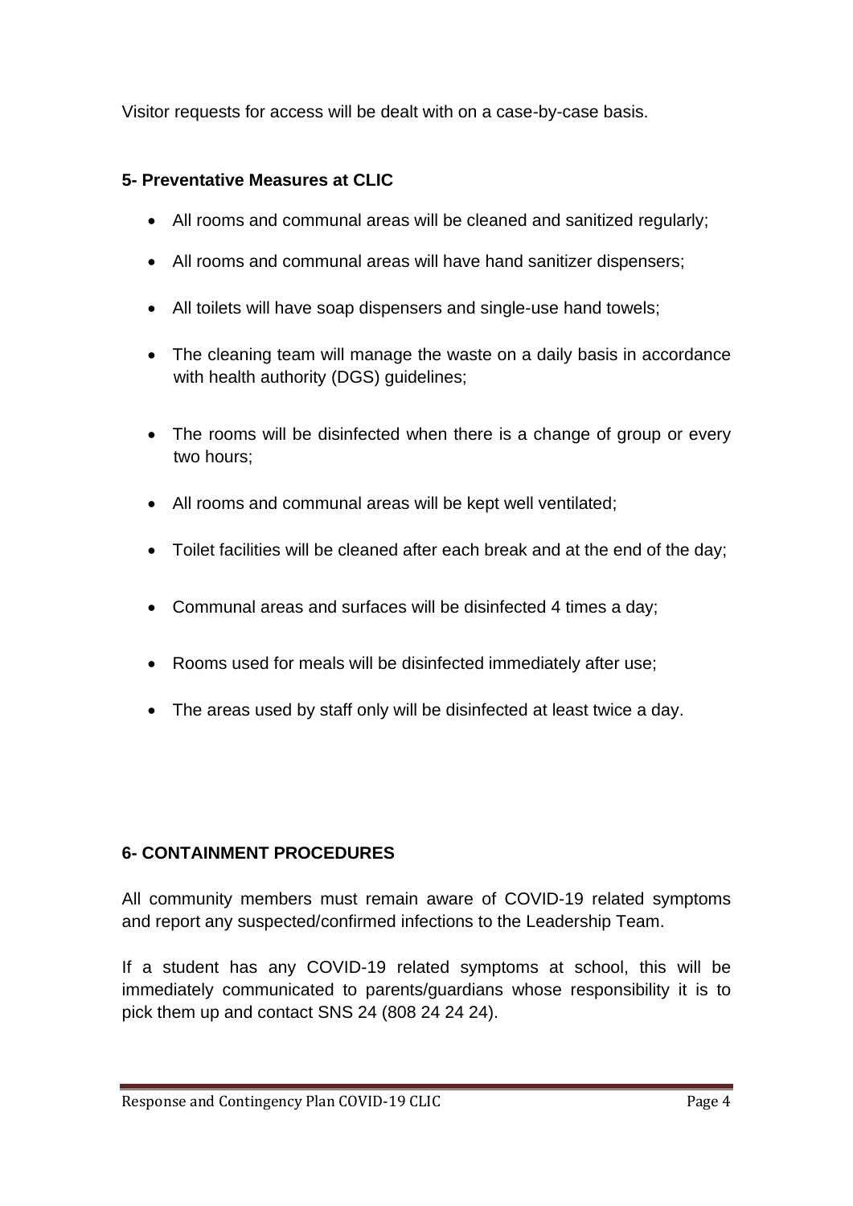Visitor requests for access will be dealt with on a case-by-case basis.

## 5- Preventative Measures at CLIC

- All rooms and communal areas will be cleaned and sanitized regularly;
- All rooms and communal areas will have hand sanitizer dispensers;
- All toilets will have soap dispensers and single-use hand towels;
- The cleaning team will manage the waste on a daily basis in accordance with health authority (DGS) guidelines;
- The rooms will be disinfected when there is a change of group or every two hours;
- All rooms and communal areas will be kept well ventilated;
- Toilet facilities will be cleaned after each break and at the end of the day;
- Communal areas and surfaces will be disinfected 4 times a day;
- Rooms used for meals will be disinfected immediately after use;
- The areas used by staff only will be disinfected at least twice a day.

## 6- CONTAINMENT PROCEDURES

All community members must remain aware of COVID-19 related symptoms and report any suspected/confirmed infections to the Leadership Team.

If a student has any COVID-19 related symptoms at school, this will be immediately communicated to parents/guardians whose responsibility it is to pick them up and contact SNS 24 (808 24 24 24).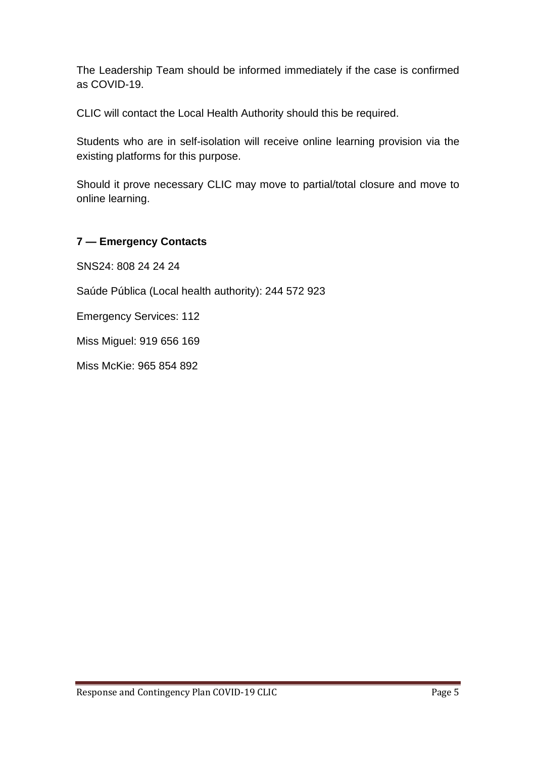The Leadership Team should be informed immediately if the case is confirmed as COVID-19.

CLIC will contact the Local Health Authority should this be required.

Students who are in self-isolation will receive online learning provision via the existing platforms for this purpose.

Should it prove necessary CLIC may move to partial/total closure and move to online learning.

## 7 — Emergency Contacts

SNS24: 808 24 24 24

Saúde Pública (Local health authority): 244 572 923

Emergency Services: 112

Miss Miguel: 919 656 169

Miss McKie: 965 854 892